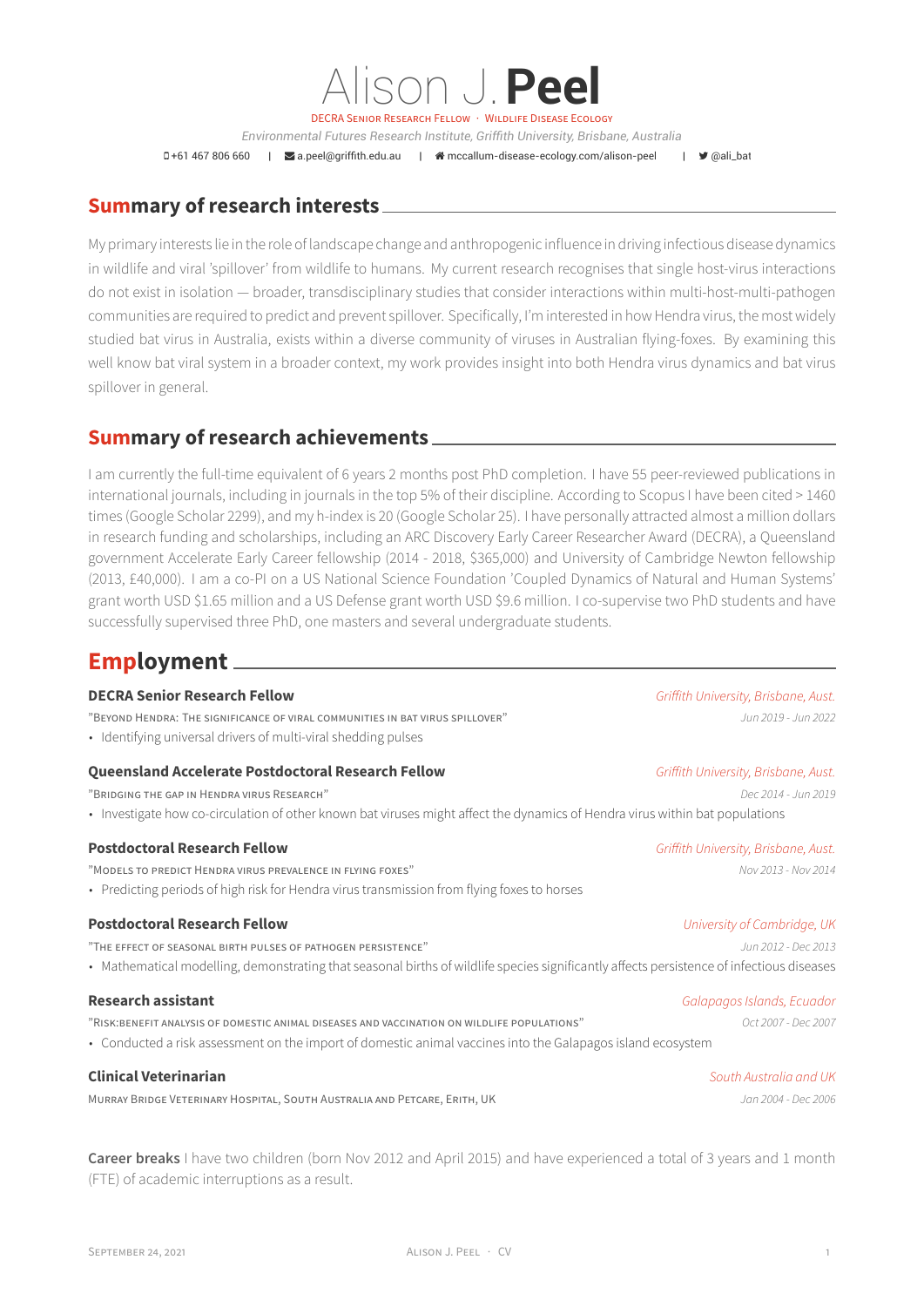# Alison J. **Peel**

DECRA Senior Research Fellow · Wildlife Disease Ecology

*Environmental Futures Research Institute, Griffith University, Brisbane, Australia*

+61 467 806 660 | a.peel@griffith.edu.au | mccallum-disease-ecology.com/alison-peel | @ali_bat

## Summary of research interests

My primary interests lie in the role of landscape change and anthropogenic influence in driving infectious disease dynamics in wildlife and viral 'spillover' from wildlife to humans. My current research recognises that single host-virus interactions do not exist in isolation — broader, transdisciplinary studies that consider interactions within multi-host-multi-pathogen communities are required to predict and prevent spillover. Specifically, I'm interested in how Hendra virus, the most widely studied bat virus in Australia, exists within a diverse community of viruses in Australian flying-foxes. By examining this well know bat viral system in a broader context, my work provides insight into both Hendra virus dynamics and bat virus spillover in general.

## Summary of research achievements

I am currently the full-time equivalent of 6 years 2 months post PhD completion. I have 55 peer-reviewed publications in international journals, including in journals in the top 5% of their discipline. According to Scopus I have been cited > 1460 times (Google Scholar 2299), and my h-index is 20 (Google Scholar 25). I have personally attracted almost a million dollars in research funding and scholarships, including an ARC Discovery Early Career Researcher Award (DECRA), a Queensland government Accelerate Early Career fellowship (2014 - 2018, $365,000) and University of Cambridge Newton fellowship (2013, £40,000). I am a co-PI on a US National Science Foundation 'Coupled Dynamics of Natural and Human Systems' grant worth USD $1.65 million and a US Defense grant worth USD $9.6 million. I co-supervise two PhD students and have successfully supervised three PhD, one masters and several undergraduate students.

## Employment

**DECRA Senior Research Fellow** — *Griffith University, Brisbane, Aust.*
"Beyond Hendra: The significance of viral communities in bat virus spillover" — *Jun 2019 - Jun 2022*
- Identifying universal drivers of multi-viral shedding pulses

**Queensland Accelerate Postdoctoral Research Fellow** — *Griffith University, Brisbane, Aust.*
"Bridging the gap in Hendra virus research" — *Dec 2014 - Jun 2019*
- Investigate how co-circulation of other known bat viruses might affect the dynamics of Hendra virus within bat populations

**Postdoctoral Research Fellow** — *Griffith University, Brisbane, Aust.*
"Models to predict Hendra virus prevalence in flying foxes" — *Nov 2013 - Nov 2014*
- Predicting periods of high risk for Hendra virus transmission from flying foxes to horses

**Postdoctoral Research Fellow** — *University of Cambridge, UK*
"The effect of seasonal birth pulses of pathogen persistence" — *Jun 2012 - Dec 2013*
- Mathematical modelling, demonstrating that seasonal births of wildlife species significantly affects persistence of infectious diseases

**Research assistant** — *Galapagos Islands, Ecuador*
"Risk:benefit analysis of domestic animal diseases and vaccination on wildlife populations" — *Oct 2007 - Dec 2007*
- Conducted a risk assessment on the import of domestic animal vaccines into the Galapagos island ecosystem

**Clinical Veterinarian** — *South Australia and UK*
Murray Bridge Veterinary Hospital, South Australia and Petcare, Erith, UK — *Jan 2004 - Dec 2006*

**Career breaks** I have two children (born Nov 2012 and April 2015) and have experienced a total of 3 years and 1 month (FTE) of academic interruptions as a result.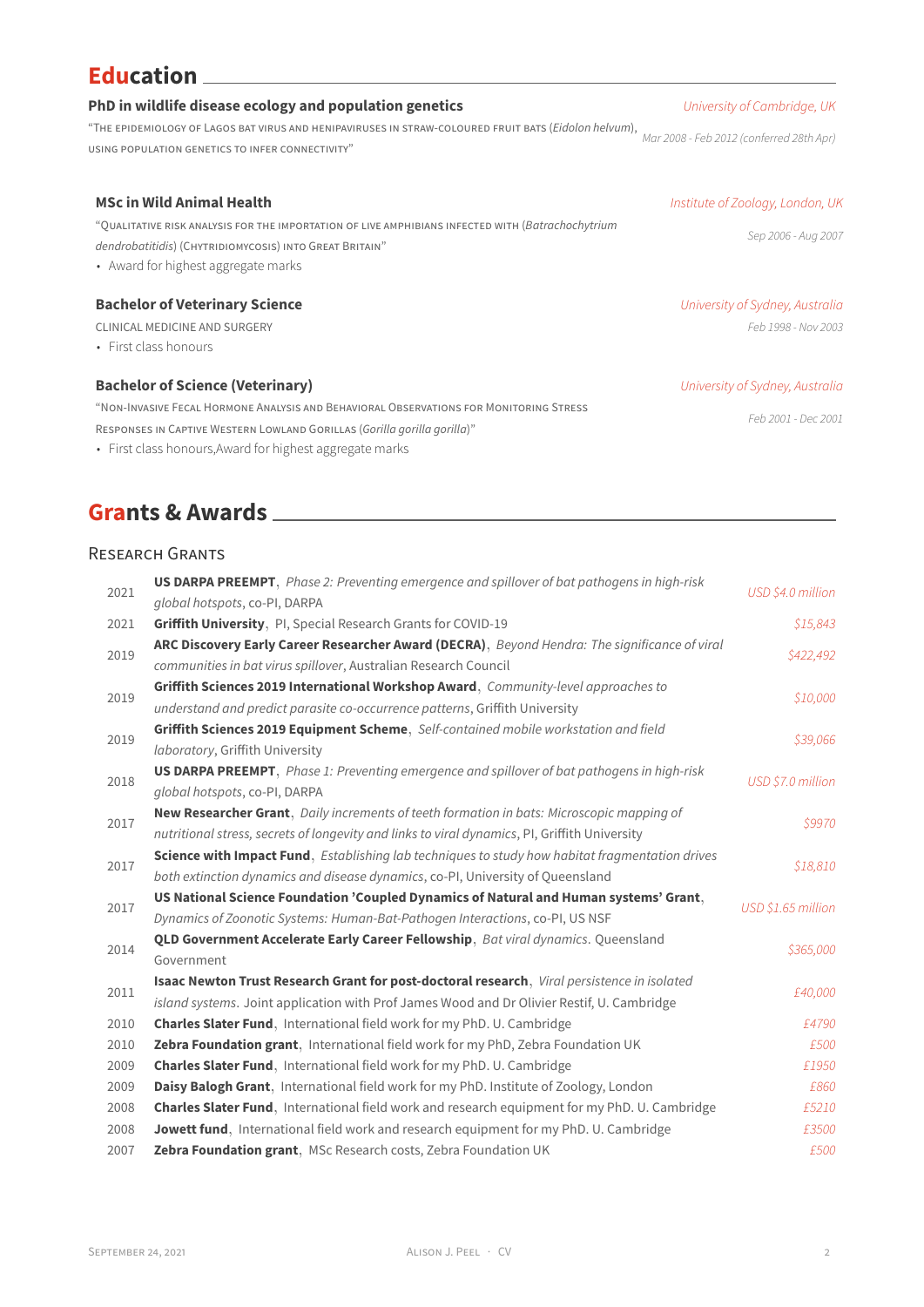## Education

**PhD in wildlife disease ecology and population genetics** — *University of Cambridge, UK*

"The epidemiology of Lagos bat virus and henipaviruses in straw-coloured fruit bats (*Eidolon helvum*), using population genetics to infer connectivity" — *Mar 2008 - Feb 2012 (conferred 28th Apr)*

**MSc in Wild Animal Health** — *Institute of Zoology, London, UK*

"Qualitative risk analysis for the importation of live amphibians infected with (*Batrachochytrium dendrobatitidis*) (Chytridiomycosis) into Great Britain" — *Sep 2006 - Aug 2007*

- Award for highest aggregate marks

**Bachelor of Veterinary Science** — *University of Sydney, Australia*

Clinical medicine and surgery — *Feb 1998 - Nov 2003*

- First class honours

**Bachelor of Science (Veterinary)** — *University of Sydney, Australia*

"Non-Invasive Fecal Hormone Analysis and Behavioral Observations for Monitoring Stress Responses in Captive Western Lowland Gorillas (*Gorilla gorilla gorilla*)" — *Feb 2001 - Dec 2001*

- First class honours,Award for highest aggregate marks

## Grants & Awards

### Research Grants

| Year | Grant | Amount |
|---|---|---|
| 2021 | **US DARPA PREEMPT**, *Phase 2: Preventing emergence and spillover of bat pathogens in high-risk global hotspots*, co-PI, DARPA | *USD $4.0 million* |
| 2021 | **Griffith University**, PI, Special Research Grants for COVID-19 | *$15,843* |
| 2019 | **ARC Discovery Early Career Researcher Award (DECRA)**, *Beyond Hendra: The significance of viral communities in bat virus spillover*, Australian Research Council | *$422,492* |
| 2019 | **Griffith Sciences 2019 International Workshop Award**, *Community-level approaches to understand and predict parasite co-occurrence patterns*, Griffith University | *$10,000* |
| 2019 | **Griffith Sciences 2019 Equipment Scheme**, *Self-contained mobile workstation and field laboratory*, Griffith University | *$39,066* |
| 2018 | **US DARPA PREEMPT**, *Phase 1: Preventing emergence and spillover of bat pathogens in high-risk global hotspots*, co-PI, DARPA | *USD $7.0 million* |
| 2017 | **New Researcher Grant**, *Daily increments of teeth formation in bats: Microscopic mapping of nutritional stress, secrets of longevity and links to viral dynamics*, PI, Griffith University | *$9970* |
| 2017 | **Science with Impact Fund**, *Establishing lab techniques to study how habitat fragmentation drives both extinction dynamics and disease dynamics*, co-PI, University of Queensland | *$18,810* |
| 2017 | **US National Science Foundation 'Coupled Dynamics of Natural and Human systems' Grant**, *Dynamics of Zoonotic Systems: Human-Bat-Pathogen Interactions*, co-PI, US NSF | *USD $1.65 million* |
| 2014 | **QLD Government Accelerate Early Career Fellowship**, *Bat viral dynamics*. Queensland Government | *$365,000* |
| 2011 | **Isaac Newton Trust Research Grant for post-doctoral research**, *Viral persistence in isolated island systems*. Joint application with Prof James Wood and Dr Olivier Restif, U. Cambridge | *£40,000* |
| 2010 | **Charles Slater Fund**, International field work for my PhD. U. Cambridge | *£4790* |
| 2010 | **Zebra Foundation grant**, International field work for my PhD, Zebra Foundation UK | *£500* |
| 2009 | **Charles Slater Fund**, International field work for my PhD. U. Cambridge | *£1950* |
| 2009 | **Daisy Balogh Grant**, International field work for my PhD. Institute of Zoology, London | *£860* |
| 2008 | **Charles Slater Fund**, International field work and research equipment for my PhD. U. Cambridge | *£5210* |
| 2008 | **Jowett fund**, International field work and research equipment for my PhD. U. Cambridge | *£3500* |
| 2007 | **Zebra Foundation grant**, MSc Research costs, Zebra Foundation UK | *£500* |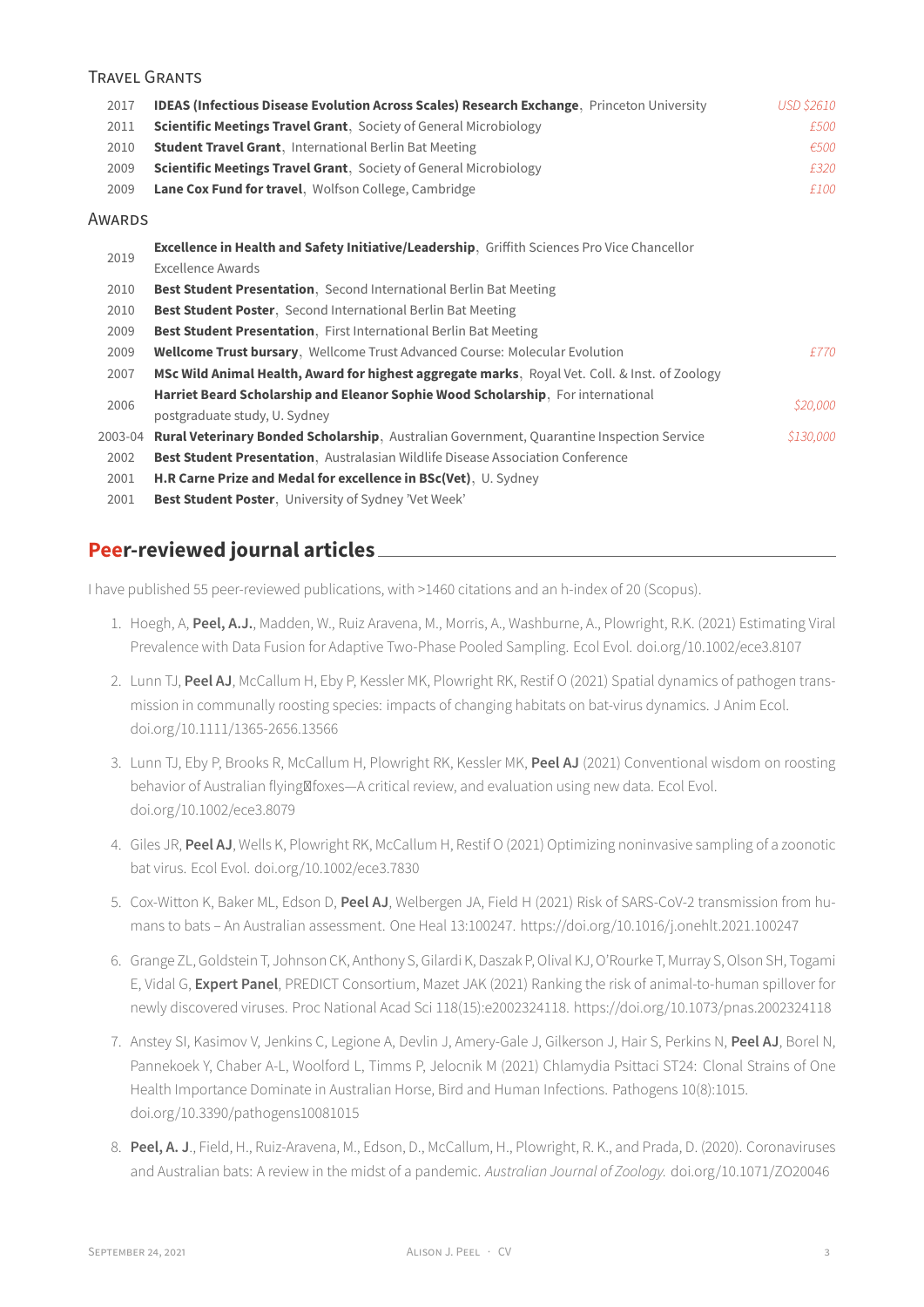### Travel Grants

| | | |
|---|---|---|
| 2017 | **IDEAS (Infectious Disease Evolution Across Scales) Research Exchange**, Princeton University | *USD $2610* |
| 2011 | **Scientific Meetings Travel Grant**, Society of General Microbiology | *£500* |
| 2010 | **Student Travel Grant**, International Berlin Bat Meeting | *€500* |
| 2009 | **Scientific Meetings Travel Grant**, Society of General Microbiology | *£320* |
| 2009 | **Lane Cox Fund for travel**, Wolfson College, Cambridge | *£100* |

### Awards

| | | |
|---|---|---|
| 2019 | **Excellence in Health and Safety Initiative/Leadership**, Griffith Sciences Pro Vice Chancellor Excellence Awards | |
| 2010 | **Best Student Presentation**, Second International Berlin Bat Meeting | |
| 2010 | **Best Student Poster**, Second International Berlin Bat Meeting | |
| 2009 | **Best Student Presentation**, First International Berlin Bat Meeting | |
| 2009 | **Wellcome Trust bursary**, Wellcome Trust Advanced Course: Molecular Evolution | *£770* |
| 2007 | **MSc Wild Animal Health, Award for highest aggregate marks**, Royal Vet. Coll. & Inst. of Zoology | |
| 2006 | **Harriet Beard Scholarship and Eleanor Sophie Wood Scholarship**, For international postgraduate study, U. Sydney | *$20,000* |
| 2003-04 | **Rural Veterinary Bonded Scholarship**, Australian Government, Quarantine Inspection Service | *$130,000* |
| 2002 | **Best Student Presentation**, Australasian Wildlife Disease Association Conference | |
| 2001 | **H.R Carne Prize and Medal for excellence in BSc(Vet)**, U. Sydney | |
| 2001 | **Best Student Poster**, University of Sydney 'Vet Week' | |

## Peer-reviewed journal articles

I have published 55 peer-reviewed publications, with >1460 citations and an h-index of 20 (Scopus).

1. Hoegh, A, **Peel, A.J.**, Madden, W., Ruiz Aravena, M., Morris, A., Washburne, A., Plowright, R.K. (2021) Estimating Viral Prevalence with Data Fusion for Adaptive Two-Phase Pooled Sampling. Ecol Evol. doi.org/10.1002/ece3.8107

2. Lunn TJ, **Peel AJ**, McCallum H, Eby P, Kessler MK, Plowright RK, Restif O (2021) Spatial dynamics of pathogen transmission in communally roosting species: impacts of changing habitats on bat-virus dynamics. J Anim Ecol. doi.org/10.1111/1365-2656.13566

3. Lunn TJ, Eby P, Brooks R, McCallum H, Plowright RK, Kessler MK, **Peel AJ** (2021) Conventional wisdom on roosting behavior of Australian flying‐foxes—A critical review, and evaluation using new data. Ecol Evol. doi.org/10.1002/ece3.8079

4. Giles JR, **Peel AJ**, Wells K, Plowright RK, McCallum H, Restif O (2021) Optimizing noninvasive sampling of a zoonotic bat virus. Ecol Evol. doi.org/10.1002/ece3.7830

5. Cox-Witton K, Baker ML, Edson D, **Peel AJ**, Welbergen JA, Field H (2021) Risk of SARS-CoV-2 transmission from humans to bats – An Australian assessment. One Heal 13:100247. https://doi.org/10.1016/j.onehlt.2021.100247

6. Grange ZL, Goldstein T, Johnson CK, Anthony S, Gilardi K, Daszak P, Olival KJ, O'Rourke T, Murray S, Olson SH, Togami E, Vidal G, **Expert Panel**, PREDICT Consortium, Mazet JAK (2021) Ranking the risk of animal-to-human spillover for newly discovered viruses. Proc National Acad Sci 118(15):e2002324118. https://doi.org/10.1073/pnas.2002324118

7. Anstey SI, Kasimov V, Jenkins C, Legione A, Devlin J, Amery-Gale J, Gilkerson J, Hair S, Perkins N, **Peel AJ**, Borel N, Pannekoek Y, Chaber A-L, Woolford L, Timms P, Jelocnik M (2021) Chlamydia Psittaci ST24: Clonal Strains of One Health Importance Dominate in Australian Horse, Bird and Human Infections. Pathogens 10(8):1015. doi.org/10.3390/pathogens10081015

8. **Peel, A. J.**, Field, H., Ruiz-Aravena, M., Edson, D., McCallum, H., Plowright, R. K., and Prada, D. (2020). Coronaviruses and Australian bats: A review in the midst of a pandemic. *Australian Journal of Zoology.* doi.org/10.1071/ZO20046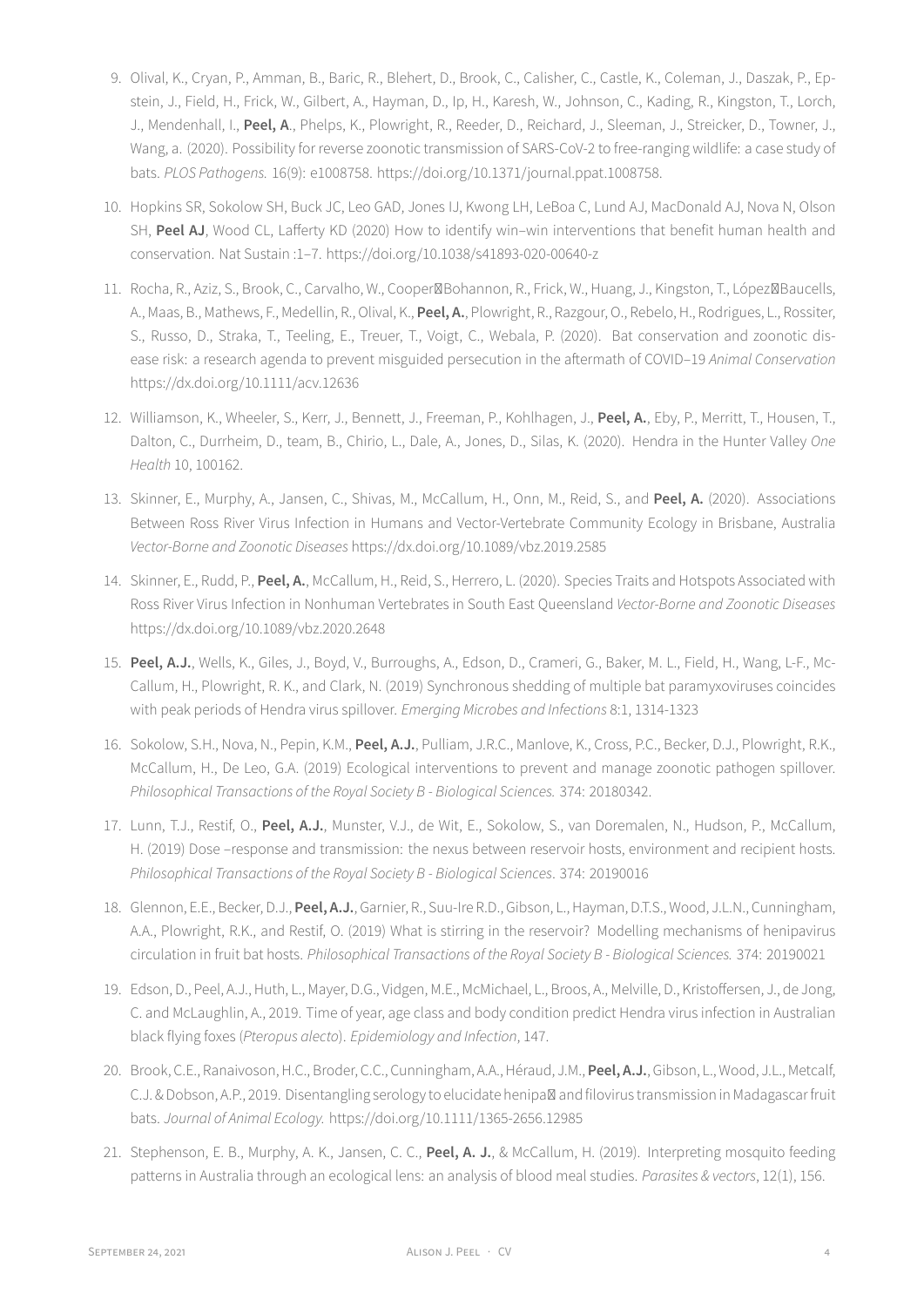9. Olival, K., Cryan, P., Amman, B., Baric, R., Blehert, D., Brook, C., Calisher, C., Castle, K., Coleman, J., Daszak, P., Epstein, J., Field, H., Frick, W., Gilbert, A., Hayman, D., Ip, H., Karesh, W., Johnson, C., Kading, R., Kingston, T., Lorch, J., Mendenhall, I., **Peel, A**., Phelps, K., Plowright, R., Reeder, D., Reichard, J., Sleeman, J., Streicker, D., Towner, J., Wang, a. (2020). Possibility for reverse zoonotic transmission of SARS-CoV-2 to free-ranging wildlife: a case study of bats. *PLOS Pathogens.* 16(9): e1008758. https://doi.org/10.1371/journal.ppat.1008758.

10. Hopkins SR, Sokolow SH, Buck JC, Leo GAD, Jones IJ, Kwong LH, LeBoa C, Lund AJ, MacDonald AJ, Nova N, Olson SH, **Peel AJ**, Wood CL, Lafferty KD (2020) How to identify win–win interventions that benefit human health and conservation. Nat Sustain :1–7. https://doi.org/10.1038/s41893-020-00640-z

11. Rocha, R., Aziz, S., Brook, C., Carvalho, W., Cooper�Bohannon, R., Frick, W., Huang, J., Kingston, T., López�Baucells, A., Maas, B., Mathews, F., Medellin, R., Olival, K., **Peel, A.**, Plowright, R., Razgour, O., Rebelo, H., Rodrigues, L., Rossiter, S., Russo, D., Straka, T., Teeling, E., Treuer, T., Voigt, C., Webala, P. (2020). Bat conservation and zoonotic disease risk: a research agenda to prevent misguided persecution in the aftermath of COVID–19 *Animal Conservation* https://dx.doi.org/10.1111/acv.12636

12. Williamson, K., Wheeler, S., Kerr, J., Bennett, J., Freeman, P., Kohlhagen, J., **Peel, A.**, Eby, P., Merritt, T., Housen, T., Dalton, C., Durrheim, D., team, B., Chirio, L., Dale, A., Jones, D., Silas, K. (2020). Hendra in the Hunter Valley *One Health* 10, 100162.

13. Skinner, E., Murphy, A., Jansen, C., Shivas, M., McCallum, H., Onn, M., Reid, S., and **Peel, A.** (2020). Associations Between Ross River Virus Infection in Humans and Vector-Vertebrate Community Ecology in Brisbane, Australia *Vector-Borne and Zoonotic Diseases* https://dx.doi.org/10.1089/vbz.2019.2585

14. Skinner, E., Rudd, P., **Peel, A.**, McCallum, H., Reid, S., Herrero, L. (2020). Species Traits and Hotspots Associated with Ross River Virus Infection in Nonhuman Vertebrates in South East Queensland *Vector-Borne and Zoonotic Diseases* https://dx.doi.org/10.1089/vbz.2020.2648

15. **Peel, A.J.**, Wells, K., Giles, J., Boyd, V., Burroughs, A., Edson, D., Crameri, G., Baker, M. L., Field, H., Wang, L-F., McCallum, H., Plowright, R. K., and Clark, N. (2019) Synchronous shedding of multiple bat paramyxoviruses coincides with peak periods of Hendra virus spillover. *Emerging Microbes and Infections* 8:1, 1314-1323

16. Sokolow, S.H., Nova, N., Pepin, K.M., **Peel, A.J.**, Pulliam, J.R.C., Manlove, K., Cross, P.C., Becker, D.J., Plowright, R.K., McCallum, H., De Leo, G.A. (2019) Ecological interventions to prevent and manage zoonotic pathogen spillover. *Philosophical Transactions of the Royal Society B - Biological Sciences.* 374: 20180342.

17. Lunn, T.J., Restif, O., **Peel, A.J.**, Munster, V.J., de Wit, E., Sokolow, S., van Doremalen, N., Hudson, P., McCallum, H. (2019) Dose –response and transmission: the nexus between reservoir hosts, environment and recipient hosts. *Philosophical Transactions of the Royal Society B - Biological Sciences*. 374: 20190016

18. Glennon, E.E., Becker, D.J., **Peel, A.J.**, Garnier, R., Suu-Ire R.D., Gibson, L., Hayman, D.T.S., Wood, J.L.N., Cunningham, A.A., Plowright, R.K., and Restif, O. (2019) What is stirring in the reservoir? Modelling mechanisms of henipavirus circulation in fruit bat hosts. *Philosophical Transactions of the Royal Society B - Biological Sciences.* 374: 20190021

19. Edson, D., Peel, A.J., Huth, L., Mayer, D.G., Vidgen, M.E., McMichael, L., Broos, A., Melville, D., Kristoffersen, J., de Jong, C. and McLaughlin, A., 2019. Time of year, age class and body condition predict Hendra virus infection in Australian black flying foxes (*Pteropus alecto*). *Epidemiology and Infection*, 147.

20. Brook, C.E., Ranaivoson, H.C., Broder, C.C., Cunningham, A.A., Héraud, J.M., **Peel, A.J.**, Gibson, L., Wood, J.L.N., Metcalf, C.J. & Dobson, A.P., 2019. Disentangling serology to elucidate henipa� and filovirus transmission in Madagascar fruit bats. *Journal of Animal Ecology.* https://doi.org/10.1111/1365-2656.12985

21. Stephenson, E. B., Murphy, A. K., Jansen, C. C., **Peel, A. J.**, & McCallum, H. (2019). Interpreting mosquito feeding patterns in Australia through an ecological lens: an analysis of blood meal studies. *Parasites & vectors*, 12(1), 156.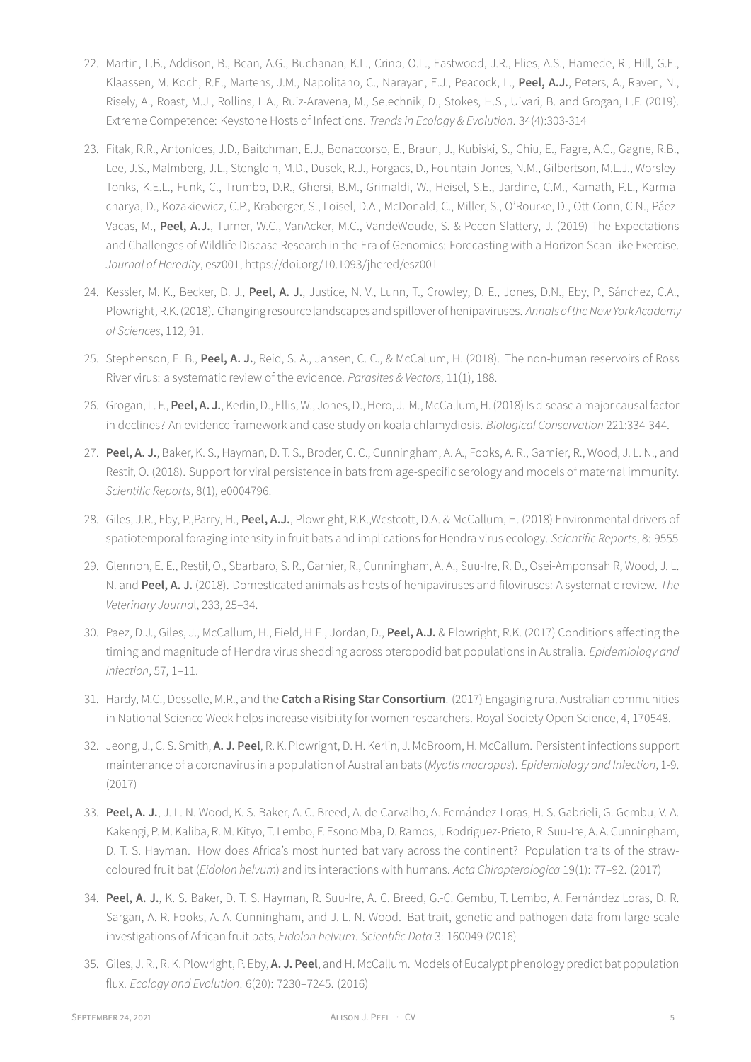22. Martin, L.B., Addison, B., Bean, A.G., Buchanan, K.L., Crino, O.L., Eastwood, J.R., Flies, A.S., Hamede, R., Hill, G.E., Klaassen, M. Koch, R.E., Martens, J.M., Napolitano, C., Narayan, E.J., Peacock, L., **Peel, A.J.**, Peters, A., Raven, N., Risely, A., Roast, M.J., Rollins, L.A., Ruiz-Aravena, M., Selechnik, D., Stokes, H.S., Ujvari, B. and Grogan, L.F. (2019). Extreme Competence: Keystone Hosts of Infections. *Trends in Ecology & Evolution*. 34(4):303-314

23. Fitak, R.R., Antonides, J.D., Baitchman, E.J., Bonaccorso, E., Braun, J., Kubiski, S., Chiu, E., Fagre, A.C., Gagne, R.B., Lee, J.S., Malmberg, J.L., Stenglein, M.D., Dusek, R.J., Forgacs, D., Fountain-Jones, N.M., Gilbertson, M.L.J., Worsley-Tonks, K.E.L., Funk, C., Trumbo, D.R., Ghersi, B.M., Grimaldi, W., Heisel, S.E., Jardine, C.M., Kamath, P.L., Karmacharya, D., Kozakiewicz, C.P., Kraberger, S., Loisel, D.A., McDonald, C., Miller, S., O'Rourke, D., Ott-Conn, C.N., Páez-Vacas, M., **Peel, A.J.**, Turner, W.C., VanAcker, M.C., VandeWoude, S. & Pecon-Slattery, J. (2019) The Expectations and Challenges of Wildlife Disease Research in the Era of Genomics: Forecasting with a Horizon Scan-like Exercise. *Journal of Heredity*, esz001, https://doi.org/10.1093/jhered/esz001

24. Kessler, M. K., Becker, D. J., **Peel, A. J.**, Justice, N. V., Lunn, T., Crowley, D. E., Jones, D.N., Eby, P., Sánchez, C.A., Plowright, R.K. (2018). Changing resource landscapes and spillover of henipaviruses. *Annals of the New York Academy of Sciences*, 112, 91.

25. Stephenson, E. B., **Peel, A. J.**, Reid, S. A., Jansen, C. C., & McCallum, H. (2018). The non-human reservoirs of Ross River virus: a systematic review of the evidence. *Parasites & Vectors*, 11(1), 188.

26. Grogan, L. F., **Peel, A. J.**, Kerlin, D., Ellis, W., Jones, D., Hero, J.-M., McCallum, H. (2018) Is disease a major causal factor in declines? An evidence framework and case study on koala chlamydiosis. *Biological Conservation* 221:334-344.

27. **Peel, A. J.**, Baker, K. S., Hayman, D. T. S., Broder, C. C., Cunningham, A. A., Fooks, A. R., Garnier, R., Wood, J. L. N., and Restif, O. (2018). Support for viral persistence in bats from age-specific serology and models of maternal immunity. *Scientific Reports*, 8(1), e0004796.

28. Giles, J.R., Eby, P.,Parry, H., **Peel, A.J.**, Plowright, R.K.,Westcott, D.A. & McCallum, H. (2018) Environmental drivers of spatiotemporal foraging intensity in fruit bats and implications for Hendra virus ecology. *Scientific Reports*, 8: 9555

29. Glennon, E. E., Restif, O., Sbarbaro, S. R., Garnier, R., Cunningham, A. A., Suu-Ire, R. D., Osei-Amponsah R, Wood, J. L. N. and **Peel, A. J.** (2018). Domesticated animals as hosts of henipaviruses and filoviruses: A systematic review. *The Veterinary Journal*, 233, 25–34.

30. Paez, D.J., Giles, J., McCallum, H., Field, H.E., Jordan, D., **Peel, A.J.** & Plowright, R.K. (2017) Conditions affecting the timing and magnitude of Hendra virus shedding across pteropodid bat populations in Australia. *Epidemiology and Infection*, 57, 1–11.

31. Hardy, M.C., Desselle, M.R., and the **Catch a Rising Star Consortium**. (2017) Engaging rural Australian communities in National Science Week helps increase visibility for women researchers. Royal Society Open Science, 4, 170548.

32. Jeong, J., C. S. Smith, **A. J. Peel**, R. K. Plowright, D. H. Kerlin, J. McBroom, H. McCallum. Persistent infections support maintenance of a coronavirus in a population of Australian bats (*Myotis macropus*). *Epidemiology and Infection*, 1-9. (2017)

33. **Peel, A. J.**, J. L. N. Wood, K. S. Baker, A. C. Breed, A. de Carvalho, A. Fernández-Loras, H. S. Gabrieli, G. Gembu, V. A. Kakengi, P. M. Kaliba, R. M. Kityo, T. Lembo, F. Esono Mba, D. Ramos, I. Rodriguez-Prieto, R. Suu-Ire, A. A. Cunningham, D. T. S. Hayman. How does Africa's most hunted bat vary across the continent? Population traits of the straw-coloured fruit bat (*Eidolon helvum*) and its interactions with humans. *Acta Chiropterologica* 19(1): 77–92. (2017)

34. **Peel, A. J.**, K. S. Baker, D. T. S. Hayman, R. Suu-Ire, A. C. Breed, G.-C. Gembu, T. Lembo, A. Fernández Loras, D. R. Sargan, A. R. Fooks, A. A. Cunningham, and J. L. N. Wood. Bat trait, genetic and pathogen data from large-scale investigations of African fruit bats, *Eidolon helvum*. *Scientific Data* 3: 160049 (2016)

35. Giles, J. R., R. K. Plowright, P. Eby, **A. J. Peel**, and H. McCallum. Models of Eucalypt phenology predict bat population flux. *Ecology and Evolution*. 6(20): 7230–7245. (2016)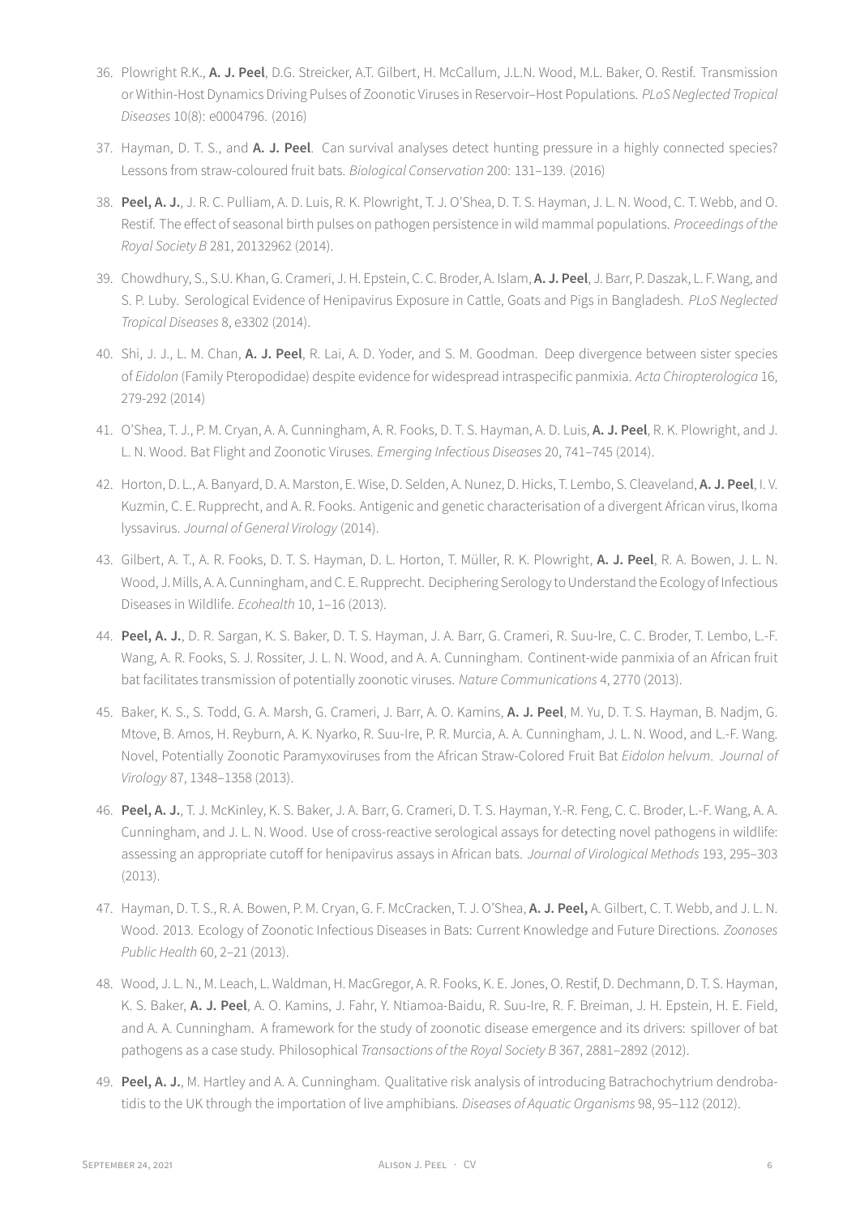36. Plowright R.K., **A. J. Peel**, D.G. Streicker, A.T. Gilbert, H. McCallum, J.L.N. Wood, M.L. Baker, O. Restif. Transmission or Within-Host Dynamics Driving Pulses of Zoonotic Viruses in Reservoir–Host Populations. *PLoS Neglected Tropical Diseases* 10(8): e0004796. (2016)

37. Hayman, D. T. S., and **A. J. Peel**. Can survival analyses detect hunting pressure in a highly connected species? Lessons from straw-coloured fruit bats. *Biological Conservation* 200: 131–139. (2016)

38. **Peel, A. J.**, J. R. C. Pulliam, A. D. Luis, R. K. Plowright, T. J. O'Shea, D. T. S. Hayman, J. L. N. Wood, C. T. Webb, and O. Restif. The effect of seasonal birth pulses on pathogen persistence in wild mammal populations. *Proceedings of the Royal Society B* 281, 20132962 (2014).

39. Chowdhury, S., S.U. Khan, G. Crameri, J. H. Epstein, C. C. Broder, A. Islam, **A. J. Peel**, J. Barr, P. Daszak, L. F. Wang, and S. P. Luby. Serological Evidence of Henipavirus Exposure in Cattle, Goats and Pigs in Bangladesh. *PLoS Neglected Tropical Diseases* 8, e3302 (2014).

40. Shi, J. J., L. M. Chan, **A. J. Peel**, R. Lai, A. D. Yoder, and S. M. Goodman. Deep divergence between sister species of *Eidolon* (Family Pteropodidae) despite evidence for widespread intraspecific panmixia. *Acta Chiropterologica* 16, 279-292 (2014)

41. O'Shea, T. J., P. M. Cryan, A. A. Cunningham, A. R. Fooks, D. T. S. Hayman, A. D. Luis, **A. J. Peel**, R. K. Plowright, and J. L. N. Wood. Bat Flight and Zoonotic Viruses. *Emerging Infectious Diseases* 20, 741–745 (2014).

42. Horton, D. L., A. Banyard, D. A. Marston, E. Wise, D. Selden, A. Nunez, D. Hicks, T. Lembo, S. Cleaveland, **A. J. Peel**, I. V. Kuzmin, C. E. Rupprecht, and A. R. Fooks. Antigenic and genetic characterisation of a divergent African virus, Ikoma lyssavirus. *Journal of General Virology* (2014).

43. Gilbert, A. T., A. R. Fooks, D. T. S. Hayman, D. L. Horton, T. Müller, R. K. Plowright, **A. J. Peel**, R. A. Bowen, J. L. N. Wood, J. Mills, A. A. Cunningham, and C. E. Rupprecht. Deciphering Serology to Understand the Ecology of Infectious Diseases in Wildlife. *Ecohealth* 10, 1–16 (2013).

44. **Peel, A. J.**, D. R. Sargan, K. S. Baker, D. T. S. Hayman, J. A. Barr, G. Crameri, R. Suu-Ire, C. C. Broder, T. Lembo, L.-F. Wang, A. R. Fooks, S. J. Rossiter, J. L. N. Wood, and A. A. Cunningham. Continent-wide panmixia of an African fruit bat facilitates transmission of potentially zoonotic viruses. *Nature Communications* 4, 2770 (2013).

45. Baker, K. S., S. Todd, G. A. Marsh, G. Crameri, J. Barr, A. O. Kamins, **A. J. Peel**, M. Yu, D. T. S. Hayman, B. Nadjm, G. Mtove, B. Amos, H. Reyburn, A. K. Nyarko, R. Suu-Ire, P. R. Murcia, A. A. Cunningham, J. L. N. Wood, and L.-F. Wang. Novel, Potentially Zoonotic Paramyxoviruses from the African Straw-Colored Fruit Bat *Eidolon helvum*. *Journal of Virology* 87, 1348–1358 (2013).

46. **Peel, A. J.**, T. J. McKinley, K. S. Baker, J. A. Barr, G. Crameri, D. T. S. Hayman, Y.-R. Feng, C. C. Broder, L.-F. Wang, A. A. Cunningham, and J. L. N. Wood. Use of cross-reactive serological assays for detecting novel pathogens in wildlife: assessing an appropriate cutoff for henipavirus assays in African bats. *Journal of Virological Methods* 193, 295–303 (2013).

47. Hayman, D. T. S., R. A. Bowen, P. M. Cryan, G. F. McCracken, T. J. O'Shea, **A. J. Peel,** A. Gilbert, C. T. Webb, and J. L. N. Wood. 2013. Ecology of Zoonotic Infectious Diseases in Bats: Current Knowledge and Future Directions. *Zoonoses Public Health* 60, 2–21 (2013).

48. Wood, J. L. N., M. Leach, L. Waldman, H. MacGregor, A. R. Fooks, K. E. Jones, O. Restif, D. Dechmann, D. T. S. Hayman, K. S. Baker, **A. J. Peel**, A. O. Kamins, J. Fahr, Y. Ntiamoa-Baidu, R. Suu-Ire, R. F. Breiman, J. H. Epstein, H. E. Field, and A. A. Cunningham. A framework for the study of zoonotic disease emergence and its drivers: spillover of bat pathogens as a case study. Philosophical *Transactions of the Royal Society B* 367, 2881–2892 (2012).

49. **Peel, A. J.**, M. Hartley and A. A. Cunningham. Qualitative risk analysis of introducing Batrachochytrium dendrobatidis to the UK through the importation of live amphibians. *Diseases of Aquatic Organisms* 98, 95–112 (2012).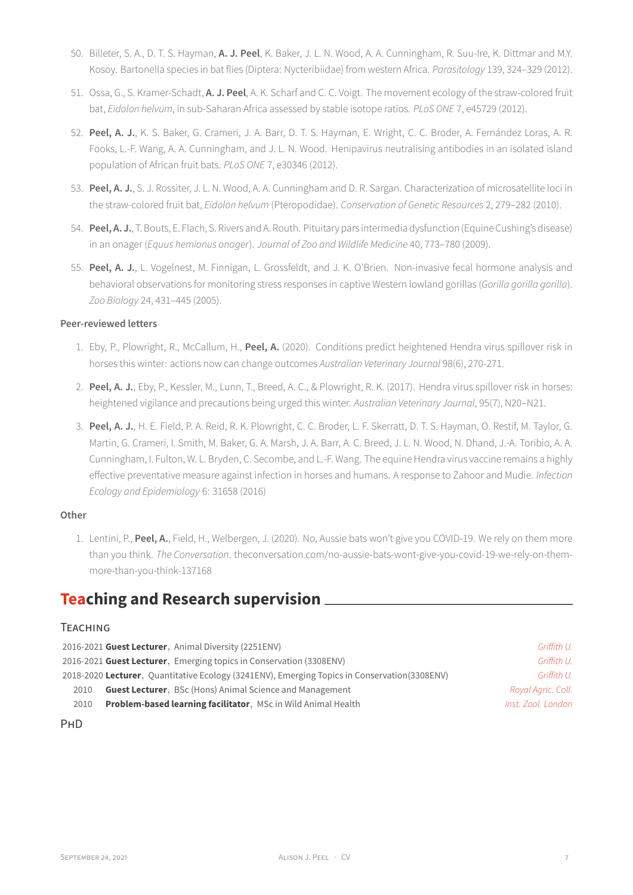50. Billeter, S. A., D. T. S. Hayman, **A. J. Peel**, K. Baker, J. L. N. Wood, A. A. Cunningham, R. Suu-Ire, K. Dittmar and M.Y. Kosoy. Bartonella species in bat flies (Diptera: Nycteribiidae) from western Africa. *Parasitology* 139, 324–329 (2012).

51. Ossa, G., S. Kramer-Schadt, **A. J. Peel**, A. K. Scharf and C. C. Voigt. The movement ecology of the straw-colored fruit bat, *Eidolon helvum*, in sub-Saharan Africa assessed by stable isotope ratios. *PLoS ONE* 7, e45729 (2012).

52. **Peel, A. J.**, K. S. Baker, G. Crameri, J. A. Barr, D. T. S. Hayman, E. Wright, C. C. Broder, A. Fernández Loras, A. R. Fooks, L.-F. Wang, A. A. Cunningham, and J. L. N. Wood. Henipavirus neutralising antibodies in an isolated island population of African fruit bats. *PLoS ONE* 7, e30346 (2012).

53. **Peel, A. J.**, S. J. Rossiter, J. L. N. Wood, A. A. Cunningham and D. R. Sargan. Characterization of microsatellite loci in the straw-colored fruit bat, *Eidolon helvum* (Pteropodidae). *Conservation of Genetic Resources* 2, 279–282 (2010).

54. **Peel, A. J.**, T. Bouts, E. Flach, S. Rivers and A. Routh. Pituitary pars intermedia dysfunction (Equine Cushing's disease) in an onager (*Equus hemionus onager*). *Journal of Zoo and Wildlife Medicine* 40, 773–780 (2009).

55. **Peel, A. J.**, L. Vogelnest, M. Finnigan, L. Grossfeldt, and J. K. O'Brien. Non-invasive fecal hormone analysis and behavioral observations for monitoring stress responses in captive Western lowland gorillas (*Gorilla gorilla gorilla*). *Zoo Biology* 24, 431–445 (2005).

### Peer-reviewed letters

1. Eby, P., Plowright, R., McCallum, H., **Peel, A.** (2020). Conditions predict heightened Hendra virus spillover risk in horses this winter: actions now can change outcomes *Australian Veterinary Journal* 98(6), 270-271.

2. **Peel, A. J.**, Eby, P., Kessler, M., Lunn, T., Breed, A. C., & Plowright, R. K. (2017). Hendra virus spillover risk in horses: heightened vigilance and precautions being urged this winter. *Australian Veterinary Journal*, 95(7), N20–N21.

3. **Peel, A. J.**, H. E. Field, P. A. Reid, R. K. Plowright, C. C. Broder, L. F. Skerratt, D. T. S. Hayman, O. Restif, M. Taylor, G. Martin, G. Crameri, I. Smith, M. Baker, G. A. Marsh, J. A. Barr, A. C. Breed, J. L. N. Wood, N. Dhand, J.-A. Toribio, A. A. Cunningham, I. Fulton, W. L. Bryden, C. Secombe, and L.-F. Wang. The equine Hendra virus vaccine remains a highly effective preventative measure against infection in horses and humans. A response to Zahoor and Mudie. *Infection Ecology and Epidemiology* 6: 31658 (2016)

### Other

1. Lentini, P., **Peel, A.**, Field, H., Welbergen, J. (2020). No, Aussie bats won't give you COVID-19. We rely on them more than you think. *The Conversation*. theconversation.com/no-aussie-bats-wont-give-you-covid-19-we-rely-on-them-more-than-you-think-137168

## Teaching and Research supervision

### Teaching

| | | |
|---|---|---|
| 2016-2021 | **Guest Lecturer**, Animal Diversity (2251ENV) | *Griffith U.* |
| 2016-2021 | **Guest Lecturer**, Emerging topics in Conservation (3308ENV) | *Griffith U.* |
| 2018-2020 | **Lecturer**, Quantitative Ecology (3241ENV), Emerging Topics in Conservation(3308ENV) | *Griffith U.* |
| 2010 | **Guest Lecturer**, BSc (Hons) Animal Science and Management | *Royal Agric. Coll.* |
| 2010 | **Problem-based learning facilitator**, MSc in Wild Animal Health | *Inst. Zool. London* |

### PhD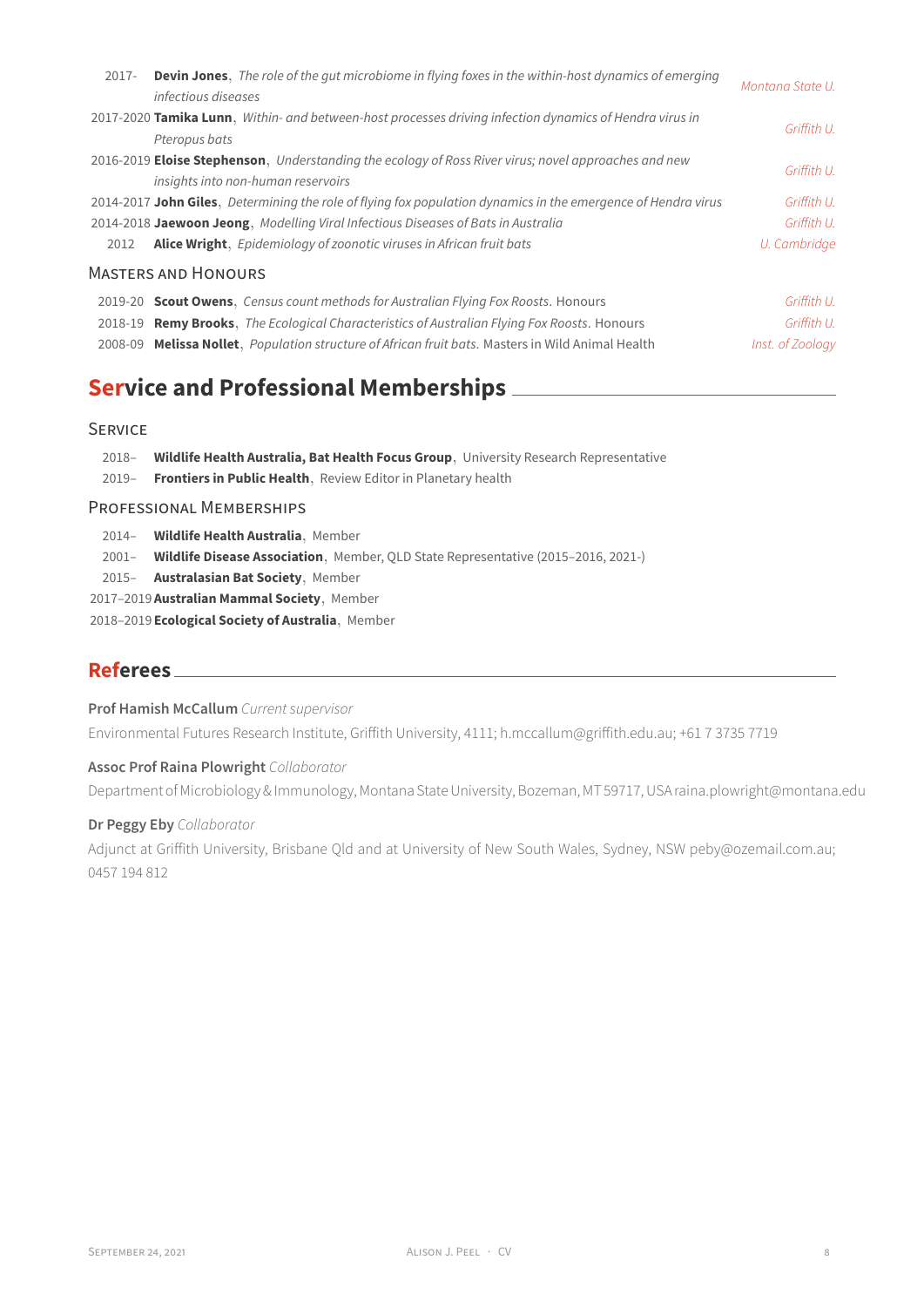| | | |
|---|---|---|
| 2017- | **Devin Jones**, *The role of the gut microbiome in flying foxes in the within-host dynamics of emerging infectious diseases* | *Montana State U.* |
| 2017-2020 | **Tamika Lunn**, *Within- and between-host processes driving infection dynamics of Hendra virus in Pteropus bats* | *Griffith U.* |
| 2016-2019 | **Eloise Stephenson**, *Understanding the ecology of Ross River virus; novel approaches and new insights into non-human reservoirs* | *Griffith U.* |
| 2014-2017 | **John Giles**, *Determining the role of flying fox population dynamics in the emergence of Hendra virus* | *Griffith U.* |
| 2014-2018 | **Jaewoon Jeong**, *Modelling Viral Infectious Diseases of Bats in Australia* | *Griffith U.* |
| 2012 | **Alice Wright**, *Epidemiology of zoonotic viruses in African fruit bats* | *U. Cambridge* |

### Masters and Honours

| | | |
|---|---|---|
| 2019-20 | **Scout Owens**, *Census count methods for Australian Flying Fox Roosts*. Honours | *Griffith U.* |
| 2018-19 | **Remy Brooks**, *The Ecological Characteristics of Australian Flying Fox Roosts*. Honours | *Griffith U.* |
| 2008-09 | **Melissa Nollet**, *Population structure of African fruit bats.* Masters in Wild Animal Health | *Inst. of Zoology* |

## Service and Professional Memberships

### Service

2018– **Wildlife Health Australia, Bat Health Focus Group**, University Research Representative
2019– **Frontiers in Public Health**, Review Editor in Planetary health

### Professional Memberships

2014– **Wildlife Health Australia**, Member
2001– **Wildlife Disease Association**, Member, QLD State Representative (2015–2016, 2021-)
2015– **Australasian Bat Society**, Member
2017–2019 **Australian Mammal Society**, Member
2018–2019 **Ecological Society of Australia**, Member

## Referees

**Prof Hamish McCallum** *Current supervisor*
Environmental Futures Research Institute, Griffith University, 4111; h.mccallum@griffith.edu.au; +61 7 3735 7719

**Assoc Prof Raina Plowright** *Collaborator*
Department of Microbiology & Immunology, Montana State University, Bozeman, MT 59717, USA raina.plowright@montana.edu

**Dr Peggy Eby** *Collaborator*
Adjunct at Griffith University, Brisbane Qld and at University of New South Wales, Sydney, NSW peby@ozemail.com.au; 0457 194 812